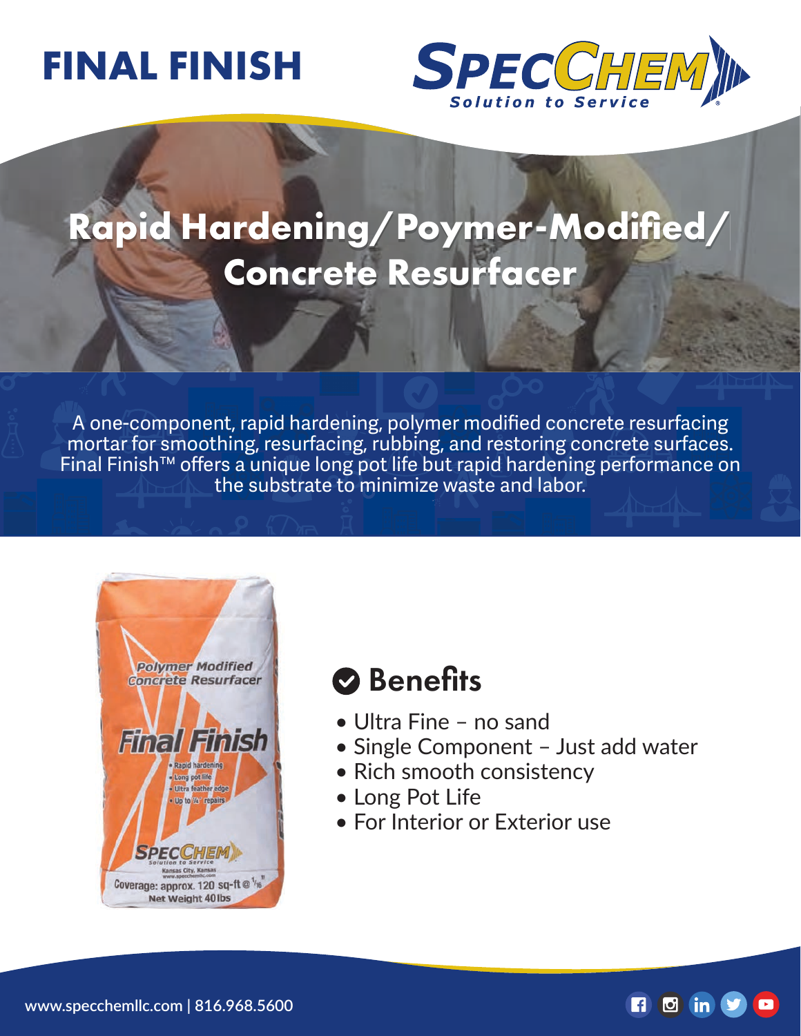# FINAL FINISH

SPECCHEM
Solution to Service

## Rapid Hardening/Poymer-Modified/ Concrete Resurfacer

A one-component, rapid hardening, polymer modified concrete resurfacing mortar for smoothing, resurfacing, rubbing, and restoring concrete surfaces. Final Finish™ offers a unique long pot life but rapid hardening performance on the substrate to minimize waste and labor.

## Benefits

- Ultra Fine – no sand
- Single Component – Just add water
- Rich smooth consistency
- Long Pot Life
- For Interior or Exterior use

www.specchemllc.com | 816.968.5600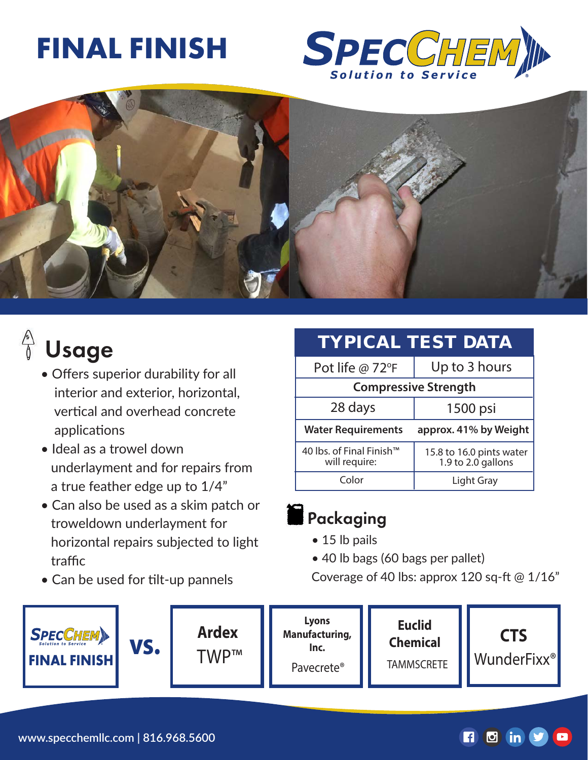# FINAL FINISH

## Usage

- Offers superior durability for all interior and exterior, horizontal, vertical and overhead concrete applications
- Ideal as a trowel down underlayment and for repairs from a true feather edge up to 1/4"
- Can also be used as a skim patch or troweldown underlayment for horizontal repairs subjected to light traffic
- Can be used for tilt-up pannels

## TYPICAL TEST DATA

| | |
|---|---|
| Pot life @ 72°F | Up to 3 hours |
| **Compressive Strength** | |
| 28 days | 1500 psi |
| **Water Requirements** | **approx. 41% by Weight** |
| 40 lbs. of Final Finish™ will require: | 15.8 to 16.0 pints water 1.9 to 2.0 gallons |
| Color | Light Gray |

## Packaging

- 15 lb pails
- 40 lb bags (60 bags per pallet)

Coverage of 40 lbs: approx 120 sq-ft @ 1/16"

SPECCHEM FINAL FINISH **VS.**

- **Ardex** TWP™
- **Lyons Manufacturing, Inc.** Pavecrete®
- **Euclid Chemical** TAMMSCRETE
- **CTS** WunderFixx®

www.specchemllc.com | 816.968.5600